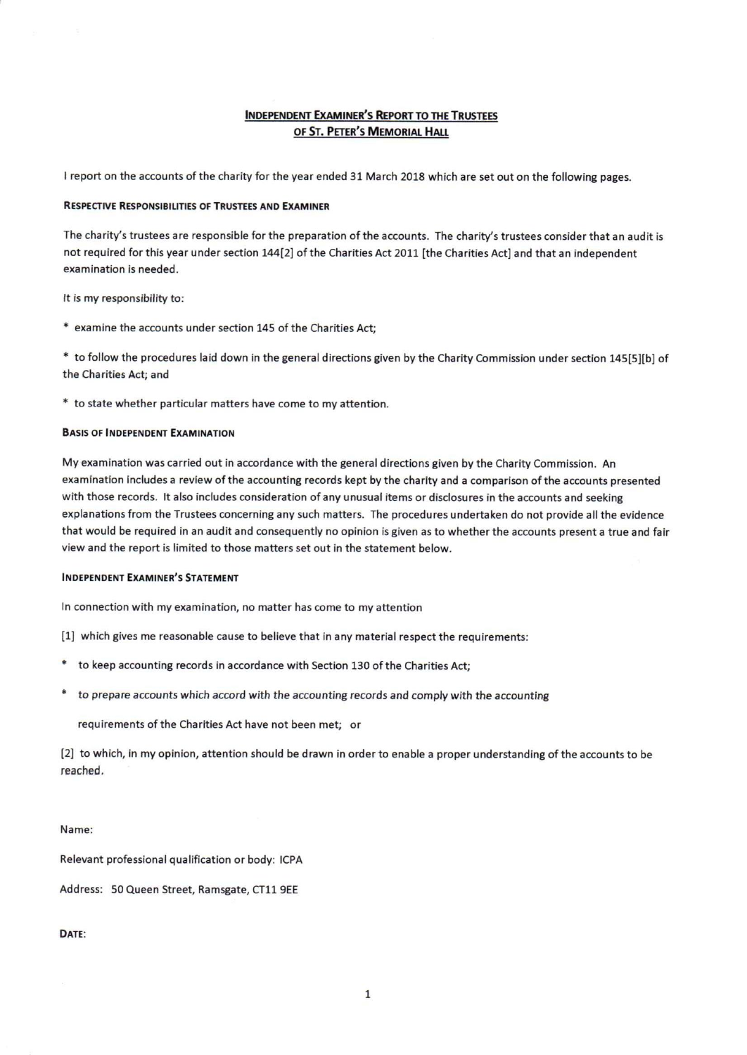## Independent Examiner's Report to the Trustees of St. Peter's Memorial Hall

I report on the accounts of the charity for the year ended 31 March 2018 which are set out on the following pages.

### Respective Responsibilities of Trustees and Examiner

The charity's trustees are responsible for the preparation of the accounts. The charity's trustees consider that an audit is not required for this year under section 144[2] of the Charities Act 2011 [the Charities Act] and that an independent examination is needed.

It is my responsibility to:

* examine the accounts under section 145 of the Charities Act;

* to follow the procedures laid down in the general directions given by the Charity Commission under section 145[5][b] of the Charities Act; and

* to state whether particular matters have come to my attention.

### Basis of Independent Examination

My examination was carried out in accordance with the general directions given by the Charity Commission. An examination includes a review of the accounting records kept by the charity and a comparison of the accounts presented with those records. It also includes consideration of any unusual items or disclosures in the accounts and seeking explanations from the Trustees concerning any such matters. The procedures undertaken do not provide all the evidence that would be required in an audit and consequently no opinion is given as to whether the accounts present a true and fair view and the report is limited to those matters set out in the statement below.

### Independent Examiner's Statement

In connection with my examination, no matter has come to my attention

[1] which gives me reasonable cause to believe that in any material respect the requirements:

* to keep accounting records in accordance with Section 130 of the Charities Act;

* to prepare accounts which accord with the accounting records and comply with the accounting requirements of the Charities Act have not been met; or

[2] to which, in my opinion, attention should be drawn in order to enable a proper understanding of the accounts to be reached.

Name:

Relevant professional qualification or body: ICPA

Address: 50 Queen Street, Ramsgate, CT11 9EE

**Date:**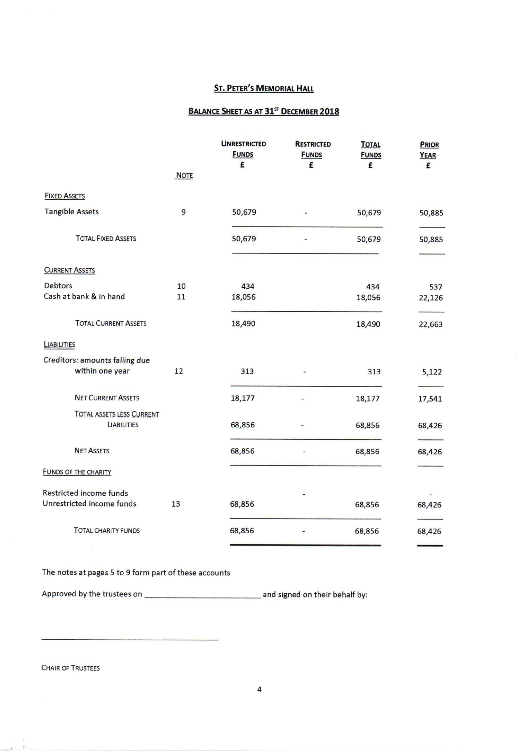## ST. PETER'S MEMORIAL HALL

### BALANCE SHEET AS AT 31ST DECEMBER 2018

| | NOTE | UNRESTRICTED FUNDS £ | RESTRICTED FUNDS £ | TOTAL FUNDS £ | PRIOR YEAR £ |
|---|---|---|---|---|---|
| FIXED ASSETS | | | | | |
| Tangible Assets | 9 | 50,679 | - | 50,679 | 50,885 |
| TOTAL FIXED ASSETS | | 50,679 | - | 50,679 | 50,885 |
| CURRENT ASSETS | | | | | |
| Debtors | 10 | 434 | | 434 | 537 |
| Cash at bank & in hand | 11 | 18,056 | | 18,056 | 22,126 |
| TOTAL CURRENT ASSETS | | 18,490 | | 18,490 | 22,663 |
| LIABILITIES | | | | | |
| Creditors: amounts falling due within one year | 12 | 313 | - | 313 | 5,122 |
| NET CURRENT ASSETS | | 18,177 | - | 18,177 | 17,541 |
| TOTAL ASSETS LESS CURRENT LIABILITIES | | 68,856 | - | 68,856 | 68,426 |
| NET ASSETS | | 68,856 | - | 68,856 | 68,426 |
| FUNDS OF THE CHARITY | | | | | |
| Restricted income funds | | | - | | - |
| Unrestricted income funds | 13 | 68,856 | | 68,856 | 68,426 |
| TOTAL CHARITY FUNDS | | 68,856 | - | 68,856 | 68,426 |

The notes at pages 5 to 9 form part of these accounts

Approved by the trustees on \_\_\_\_\_\_\_\_\_\_\_\_\_\_\_\_\_\_\_\_\_\_\_\_ and signed on their behalf by:

\_\_\_\_\_\_\_\_\_\_\_\_\_\_\_\_\_\_\_\_\_\_\_\_\_\_\_\_\_\_\_\_\_\_\_\_

CHAIR OF TRUSTEES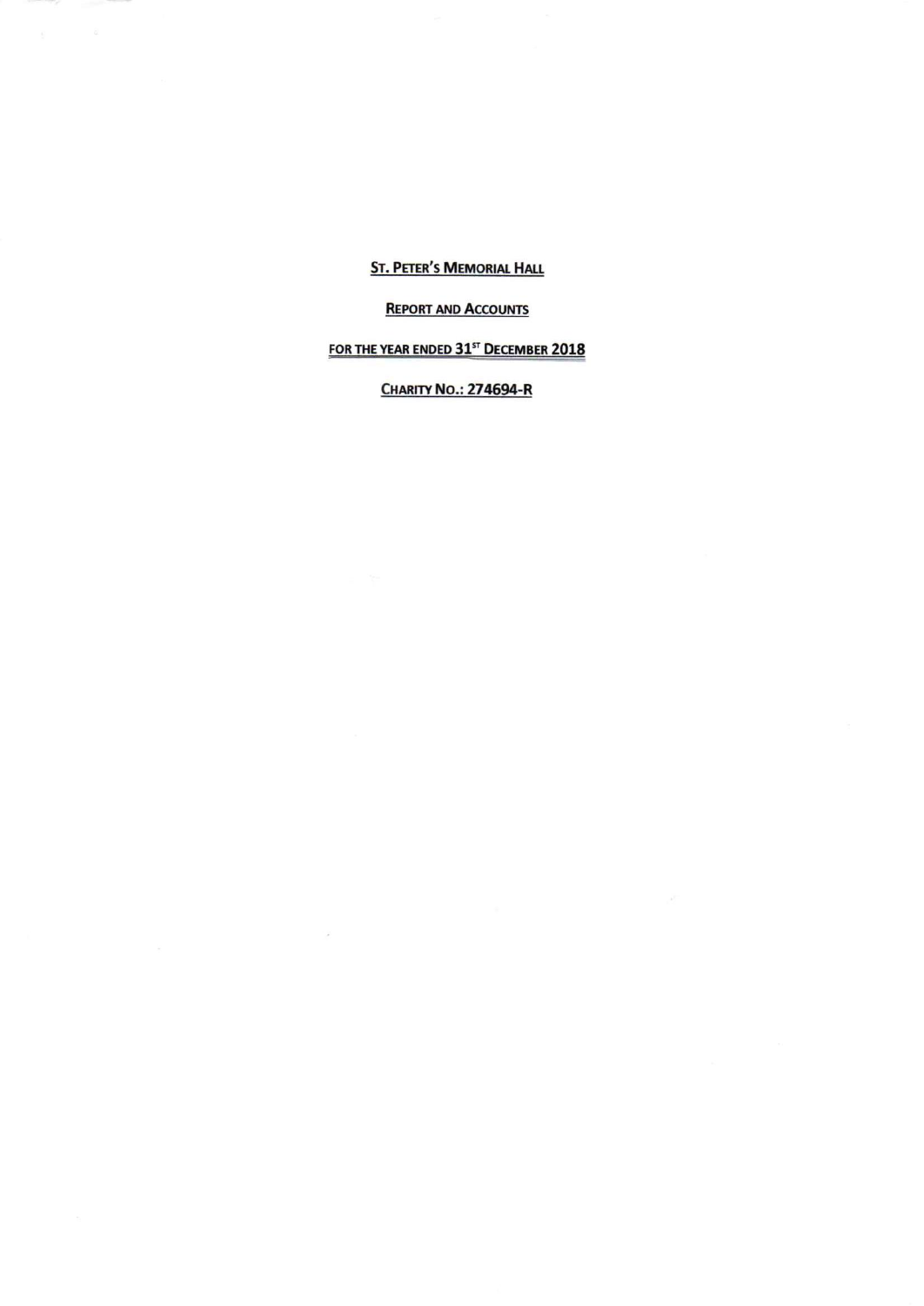**St. Peter's Memorial Hall**

**Report and Accounts**

**For the year ended 31st December 2018**

**Charity No.: 274694-R**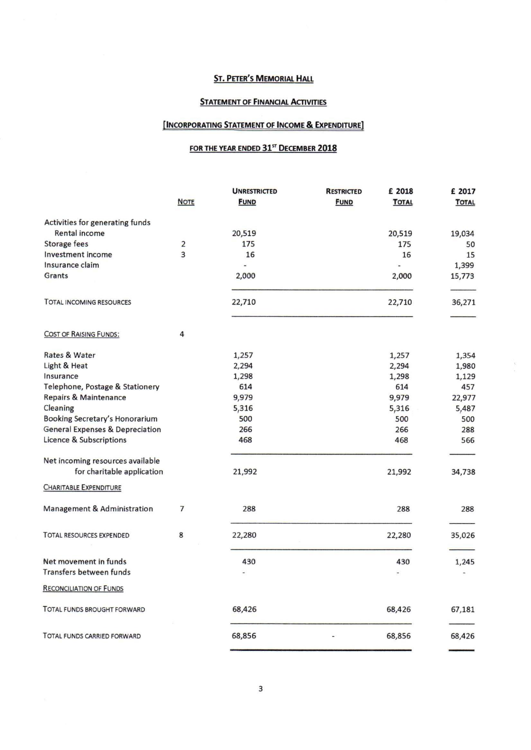## ST. PETER'S MEMORIAL HALL

### STATEMENT OF FINANCIAL ACTIVITIES

### [INCORPORATING STATEMENT OF INCOME & EXPENDITURE]

### FOR THE YEAR ENDED 31ST DECEMBER 2018

| | NOTE | UNRESTRICTED FUND | RESTRICTED FUND | £ 2018 TOTAL | £ 2017 TOTAL |
|---|---|---|---|---|---|
| Activities for generating funds | | | | | |
| Rental income | | 20,519 | | 20,519 | 19,034 |
| Storage fees | 2 | 175 | | 175 | 50 |
| Investment income | 3 | 16 | | 16 | 15 |
| Insurance claim | | - | | - | 1,399 |
| Grants | | 2,000 | | 2,000 | 15,773 |
| TOTAL INCOMING RESOURCES | | 22,710 | | 22,710 | 36,271 |
| COST OF RAISING FUNDS: | 4 | | | | |
| Rates & Water | | 1,257 | | 1,257 | 1,354 |
| Light & Heat | | 2,294 | | 2,294 | 1,980 |
| Insurance | | 1,298 | | 1,298 | 1,129 |
| Telephone, Postage & Stationery | | 614 | | 614 | 457 |
| Repairs & Maintenance | | 9,979 | | 9,979 | 22,977 |
| Cleaning | | 5,316 | | 5,316 | 5,487 |
| Booking Secretary's Honorarium | | 500 | | 500 | 500 |
| General Expenses & Depreciation | | 266 | | 266 | 288 |
| Licence & Subscriptions | | 468 | | 468 | 566 |
| Net incoming resources available for charitable application | | 21,992 | | 21,992 | 34,738 |
| CHARITABLE EXPENDITURE | | | | | |
| Management & Administration | 7 | 288 | | 288 | 288 |
| TOTAL RESOURCES EXPENDED | 8 | 22,280 | | 22,280 | 35,026 |
| Net movement in funds | | 430 | | 430 | 1,245 |
| Transfers between funds | | - | | - | - |
| RECONCILIATION OF FUNDS | | | | | |
| TOTAL FUNDS BROUGHT FORWARD | | 68,426 | | 68,426 | 67,181 |
| TOTAL FUNDS CARRIED FORWARD | | 68,856 | - | 68,856 | 68,426 |